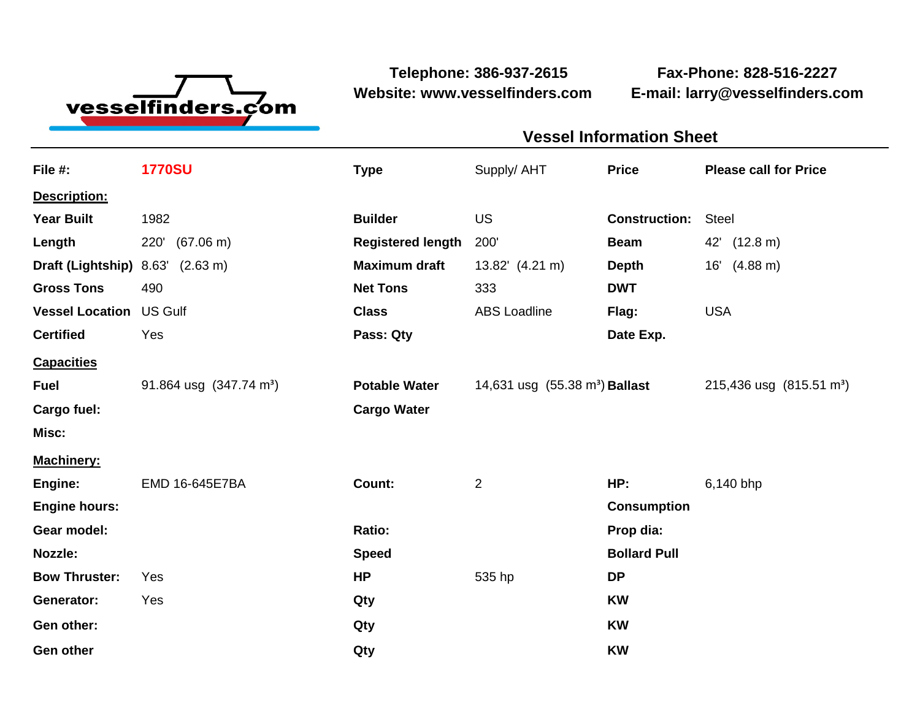vesselfinders.com

**Telephone: 386-937-2615**
**Website: www.vesselfinders.com**

**Fax-Phone: 828-516-2227**
**E-mail: larry@vesselfinders.com**

## Vessel Information Sheet

| **File #:** | **1770SU** | **Type** | Supply/ AHT | **Price** | **Please call for Price** |
|---|---|---|---|---|---|
| **Description:** | | | | | |
| **Year Built** | 1982 | **Builder** | US | **Construction:** | Steel |
| **Length** | 220' (67.06 m) | **Registered length** | 200' | **Beam** | 42' (12.8 m) |
| **Draft (Lightship)** | 8.63' (2.63 m) | **Maximum draft** | 13.82' (4.21 m) | **Depth** | 16' (4.88 m) |
| **Gross Tons** | 490 | **Net Tons** | 333 | **DWT** | |
| **Vessel Location** | US Gulf | **Class** | ABS Loadline | **Flag:** | USA |
| **Certified** | Yes | **Pass: Qty** | | **Date Exp.** | |
| **Capacities** | | | | | |
| **Fuel** | 91.864 usg (347.74 m³) | **Potable Water** | 14,631 usg (55.38 m³) | **Ballast** | 215,436 usg (815.51 m³) |
| **Cargo fuel:** | | **Cargo Water** | | | |
| **Misc:** | | | | | |
| **Machinery:** | | | | | |
| **Engine:** | EMD 16-645E7BA | **Count:** | 2 | **HP:** | 6,140 bhp |
| **Engine hours:** | | | | **Consumption** | |
| **Gear model:** | | **Ratio:** | | **Prop dia:** | |
| **Nozzle:** | | **Speed** | | **Bollard Pull** | |
| **Bow Thruster:** | Yes | **HP** | 535 hp | **DP** | |
| **Generator:** | Yes | **Qty** | | **KW** | |
| **Gen other:** | | **Qty** | | **KW** | |
| **Gen other** | | **Qty** | | **KW** | |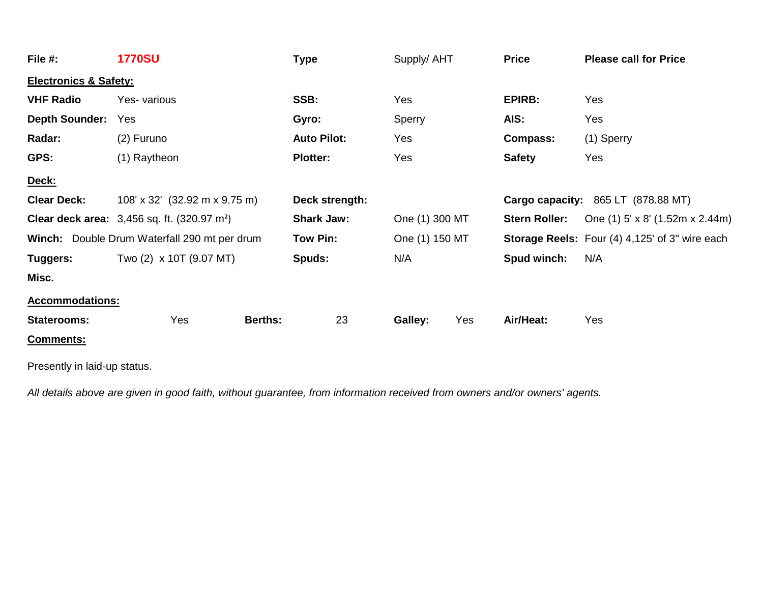| | | | | | |
|---|---|---|---|---|---|
| **File #:** | **1770SU** | **Type** | Supply/ AHT | **Price** | **Please call for Price** |

**Electronics & Safety:**

| | | | | | |
|---|---|---|---|---|---|
| **VHF Radio** | Yes- various | **SSB:** | Yes | **EPIRB:** | Yes |
| **Depth Sounder:** | Yes | **Gyro:** | Sperry | **AIS:** | Yes |
| **Radar:** | (2) Furuno | **Auto Pilot:** | Yes | **Compass:** | (1) Sperry |
| **GPS:** | (1) Raytheon | **Plotter:** | Yes | **Safety** | Yes |

**Deck:**

| | | | | | |
|---|---|---|---|---|---|
| **Clear Deck:** | 108' x 32' (32.92 m x 9.75 m) | **Deck strength:** | | **Cargo capacity:** | 865 LT (878.88 MT) |
| **Clear deck area:** | 3,456 sq. ft. (320.97 m²) | **Shark Jaw:** | One (1) 300 MT | **Stern Roller:** | One (1) 5' x 8' (1.52m x 2.44m) |
| **Winch:** | Double Drum Waterfall 290 mt per drum | **Tow Pin:** | One (1) 150 MT | **Storage Reels:** | Four (4) 4,125' of 3" wire each |
| **Tuggers:** | Two (2) x 10T (9.07 MT) | **Spuds:** | N/A | **Spud winch:** | N/A |
| **Misc.** | | | | | |

**Accommodations:**

| | | | | | | | |
|---|---|---|---|---|---|---|---|
| **Staterooms:** | Yes | **Berths:** | 23 | **Galley:** | Yes | **Air/Heat:** | Yes |

**Comments:**

Presently in laid-up status.

*All details above are given in good faith, without guarantee, from information received from owners and/or owners' agents.*